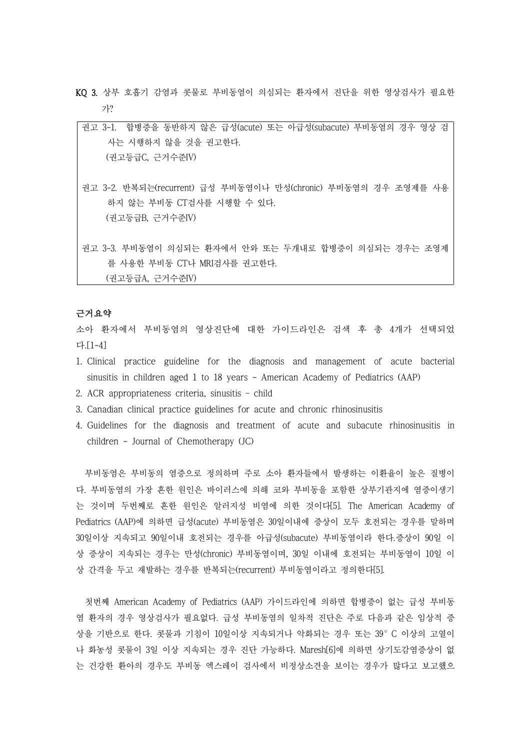**KQ 3.** 상부 호흡기 감염과 콧물로 부비동염이 의심되는 환자에서 진단을 위한 영상검사가 필요한가?

> 권고 3-1. 합병증을 동반하지 않은 급성(acute) 또는 아급성(subacute) 부비동염의 경우 영상 검사는 시행하지 않을 것을 권고한다.
> (권고등급C, 근거수준IV)
>
> 권고 3-2. 반복되는(recurrent) 급성 부비동염이나 만성(chronic) 부비동염의 경우 조영제를 사용하지 않는 부비동 CT검사를 시행할 수 있다.
> (권고등급B, 근거수준IV)
>
> 권고 3-3. 부비동염이 의심되는 환자에서 안와 또는 두개내로 합병증이 의심되는 경우는 조영제를 사용한 부비동 CT나 MRI검사를 권고한다.
> (권고등급A, 근거수준IV)

**근거요약**

소아 환자에서 부비동염의 영상진단에 대한 가이드라인은 검색 후 총 4개가 선택되었다.[1-4]

1. Clinical practice guideline for the diagnosis and management of acute bacterial sinusitis in children aged 1 to 18 years – American Academy of Pediatrics (AAP)
2. ACR appropriateness criteria, sinusitis – child
3. Canadian clinical practice guidelines for acute and chronic rhinosinusitis
4. Guidelines for the diagnosis and treatment of acute and subacute rhinosinusitis in children – Journal of Chemotherapy (JC)

부비동염은 부비동의 염증으로 정의하며 주로 소아 환자들에서 발생하는 이환율이 높은 질병이다. 부비동염의 가장 흔한 원인은 바이러스에 의해 코와 부비동을 포함한 상부기관지에 염증이생기는 것이며 두번째로 흔한 원인은 알러지성 비염에 의한 것이다[5]. The American Academy of Pediatrics (AAP)에 의하면 급성(acute) 부비동염은 30일이내에 증상이 모두 호전되는 경우를 말하며 30일이상 지속되고 90일이내 호전되는 경우를 아급성(subacute) 부비동염이라 한다.증상이 90일 이상 증상이 지속되는 경우는 만성(chronic) 부비동염이며, 30일 이내에 호전되는 부비동염이 10일 이상 간격을 두고 재발하는 경우를 반복되는(recurrent) 부비동염이라고 정의한다[5].

첫번째 American Academy of Pediatrics (AAP) 가이드라인에 의하면 합병증이 없는 급성 부비동염 환자의 경우 영상검사가 필요없다. 급성 부비동염의 일차적 진단은 주로 다음과 같은 임상적 증상을 기반으로 한다. 콧물과 기침이 10일이상 지속되거나 악화되는 경우 또는 39° C 이상의 고열이나 화농성 콧물이 3일 이상 지속되는 경우 진단 가능하다. Maresh[6]에 의하면 상기도감염증상이 없는 건강한 환아의 경우도 부비동 엑스레이 검사에서 비정상소견을 보이는 경우가 많다고 보고했으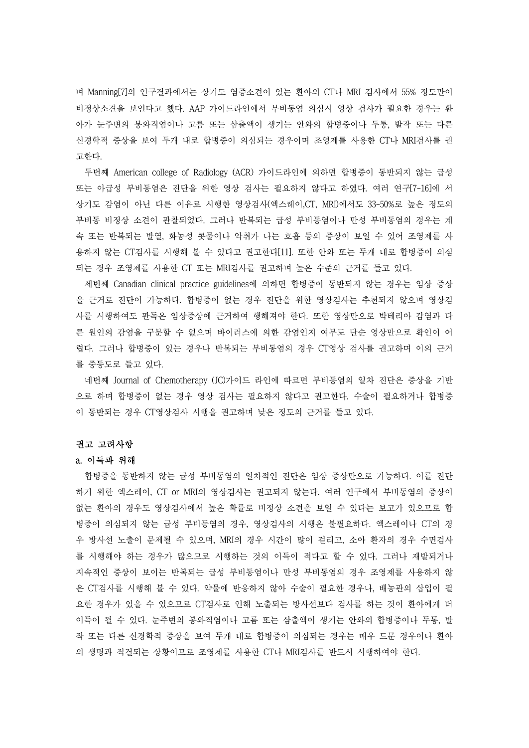며 Manning[7]의 연구결과에서는 상기도 염증소견이 있는 환아의 CT나 MRI 검사에서 55% 정도만이 비정상소견을 보인다고 했다. AAP 가이드라인에서 부비동염 의심시 영상 검사가 필요한 경우는 환아가 눈주변의 봉와직염이나 고름 또는 삼출액이 생기는 안와의 합병증이나 두통, 발작 또는 다른 신경학적 증상을 보여 두개 내로 합병증이 의심되는 경우이며 조영제를 사용한 CT나 MRI검사를 권고한다.

두번째 American college of Radiology (ACR) 가이드라인에 의하면 합병증이 동반되지 않는 급성 또는 아급성 부비동염은 진단을 위한 영상 검사는 필요하지 않다고 하였다. 여러 연구[7-16]에 서 상기도 감염이 아닌 다른 이유로 시행한 영상검사(엑스레이,CT, MRI)에서도 33-50%로 높은 정도의 부비동 비정상 소견이 관찰되었다. 그러나 반복되는 급성 부비동염이나 만성 부비동염의 경우는 계속 또는 반복되는 발열, 화농성 콧물이나 악취가 나는 호흡 등의 증상이 보일 수 있어 조영제를 사용하지 않는 CT검사를 시행해 볼 수 있다고 권고한다[11]. 또한 안와 또는 두개 내로 합병증이 의심되는 경우 조영제를 사용한 CT 또는 MRI검사를 권고하며 높은 수준의 근거를 들고 있다.

세번째 Canadian clinical practice guidelines에 의하면 합병증이 동반되지 않는 경우는 임상 증상을 근거로 진단이 가능하다. 합병증이 없는 경우 진단을 위한 영상검사는 추천되지 않으며 영상검사를 시행하여도 판독은 임상증상에 근거하여 행해져야 한다. 또한 영상만으로 박테리아 감염과 다른 원인의 감염을 구분할 수 없으며 바이러스에 의한 감염인지 여부도 단순 영상만으로 확인이 어렵다. 그러나 합병증이 있는 경우나 반복되는 부비동염의 경우 CT영상 검사를 권고하며 이의 근거를 중등도로 들고 있다.

네번째 Journal of Chemotherapy (JC)가이드 라인에 따르면 부비동염의 일차 진단은 증상을 기반으로 하며 합병증이 없는 경우 영상 검사는 필요하지 않다고 권고한다. 수술이 필요하거나 합병증이 동반되는 경우 CT영상검사 시행을 권고하며 낮은 정도의 근거를 들고 있다.

### 권고 고려사항

#### a. 이득과 위해

합병증을 동반하지 않는 급성 부비동염의 일차적인 진단은 임상 증상만으로 가능하다. 이를 진단하기 위한 엑스레이, CT or MRI의 영상검사는 권고되지 않는다. 여러 연구에서 부비동염의 증상이 없는 환아의 경우도 영상검사에서 높은 확률로 비정상 소견을 보일 수 있다는 보고가 있으므로 합병증이 의심되지 않는 급성 부비동염의 경우, 영상검사의 시행은 불필요하다. 엑스레이나 CT의 경우 방사선 노출이 문제될 수 있으며, MRI의 경우 시간이 많이 걸리고, 소아 환자의 경우 수면검사를 시행해야 하는 경우가 많으므로 시행하는 것의 이득이 적다고 할 수 있다. 그러나 재발되거나 지속적인 증상이 보이는 반복되는 급성 부비동염이나 만성 부비동염의 경우 조영제를 사용하지 않은 CT검사를 시행해 볼 수 있다. 약물에 반응하지 않아 수술이 필요한 경우나, 배농관의 삽입이 필요한 경우가 있을 수 있으므로 CT검사로 인해 노출되는 방사선보다 검사를 하는 것이 환아에게 더 이득이 될 수 있다. 눈주변의 봉와직염이나 고름 또는 삼출액이 생기는 안와의 합병증이나 두통, 발작 또는 다른 신경학적 증상을 보여 두개 내로 합병증이 의심되는 경우는 매우 드문 경우이나 환아의 생명과 직결되는 상황이므로 조영제를 사용한 CT나 MRI검사를 반드시 시행하여야 한다.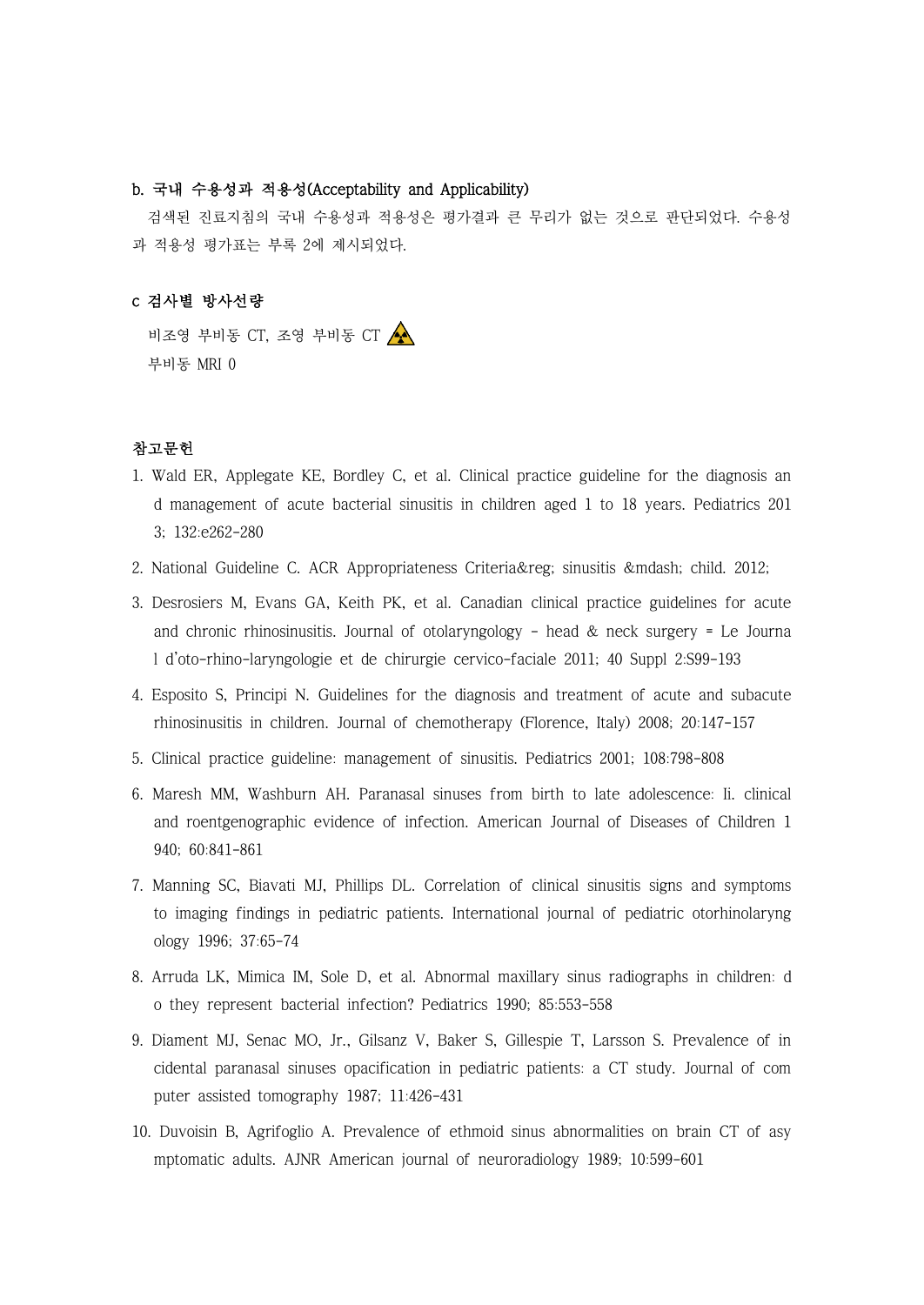### b. 국내 수용성과 적용성(Acceptability and Applicability)

검색된 진료지침의 국내 수용성과 적용성은 평가결과 큰 무리가 없는 것으로 판단되었다. 수용성과 적용성 평가표는 부록 2에 제시되었다.

### c 검사별 방사선량

비조영 부비동 CT, 조영 부비동 CT ☢

부비동 MRI 0

### 참고문헌

1. Wald ER, Applegate KE, Bordley C, et al. Clinical practice guideline for the diagnosis and management of acute bacterial sinusitis in children aged 1 to 18 years. Pediatrics 2013; 132:e262-280
2. National Guideline C. ACR Appropriateness Criteria&reg; sinusitis &mdash; child. 2012;
3. Desrosiers M, Evans GA, Keith PK, et al. Canadian clinical practice guidelines for acute and chronic rhinosinusitis. Journal of otolaryngology - head & neck surgery = Le Journal d'oto-rhino-laryngologie et de chirurgie cervico-faciale 2011; 40 Suppl 2:S99-193
4. Esposito S, Principi N. Guidelines for the diagnosis and treatment of acute and subacute rhinosinusitis in children. Journal of chemotherapy (Florence, Italy) 2008; 20:147-157
5. Clinical practice guideline: management of sinusitis. Pediatrics 2001; 108:798-808
6. Maresh MM, Washburn AH. Paranasal sinuses from birth to late adolescence: Ii. clinical and roentgenographic evidence of infection. American Journal of Diseases of Children 1940; 60:841-861
7. Manning SC, Biavati MJ, Phillips DL. Correlation of clinical sinusitis signs and symptoms to imaging findings in pediatric patients. International journal of pediatric otorhinolaryngology 1996; 37:65-74
8. Arruda LK, Mimica IM, Sole D, et al. Abnormal maxillary sinus radiographs in children: do they represent bacterial infection? Pediatrics 1990; 85:553-558
9. Diament MJ, Senac MO, Jr., Gilsanz V, Baker S, Gillespie T, Larsson S. Prevalence of incidental paranasal sinuses opacification in pediatric patients: a CT study. Journal of computer assisted tomography 1987; 11:426-431
10. Duvoisin B, Agrifoglio A. Prevalence of ethmoid sinus abnormalities on brain CT of asymptomatic adults. AJNR American journal of neuroradiology 1989; 10:599-601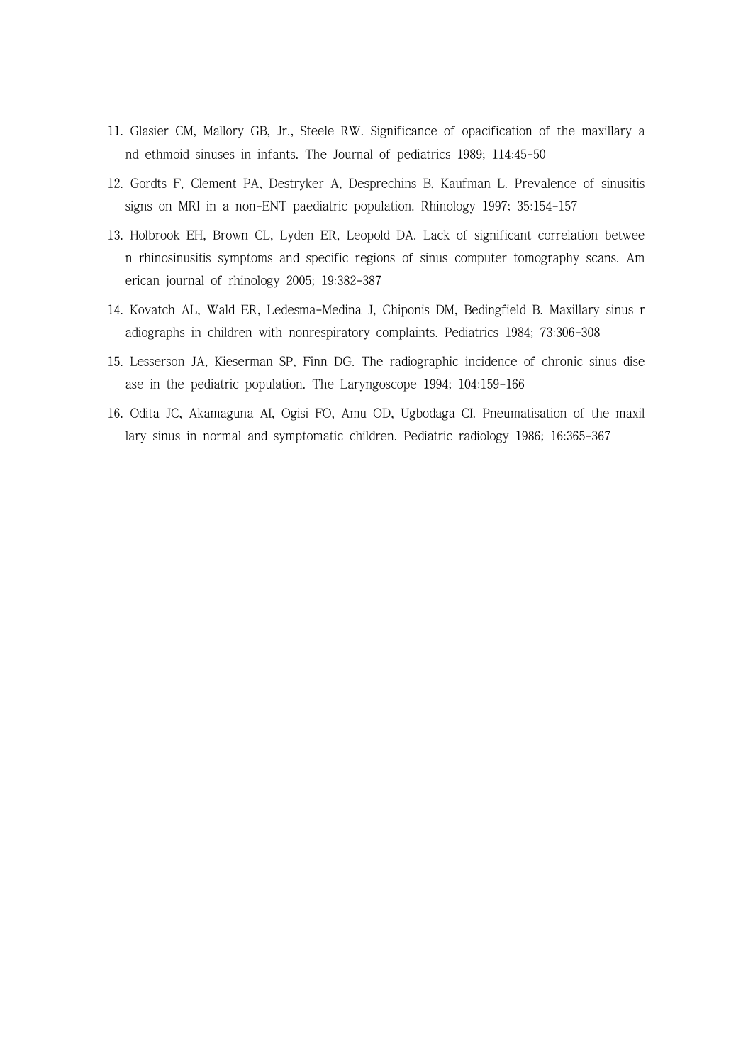11. Glasier CM, Mallory GB, Jr., Steele RW. Significance of opacification of the maxillary and ethmoid sinuses in infants. The Journal of pediatrics 1989; 114:45-50
12. Gordts F, Clement PA, Destryker A, Desprechins B, Kaufman L. Prevalence of sinusitis signs on MRI in a non-ENT paediatric population. Rhinology 1997; 35:154-157
13. Holbrook EH, Brown CL, Lyden ER, Leopold DA. Lack of significant correlation between rhinosinusitis symptoms and specific regions of sinus computer tomography scans. American journal of rhinology 2005; 19:382-387
14. Kovatch AL, Wald ER, Ledesma-Medina J, Chiponis DM, Bedingfield B. Maxillary sinus radiographs in children with nonrespiratory complaints. Pediatrics 1984; 73:306-308
15. Lesserson JA, Kieserman SP, Finn DG. The radiographic incidence of chronic sinus disease in the pediatric population. The Laryngoscope 1994; 104:159-166
16. Odita JC, Akamaguna AI, Ogisi FO, Amu OD, Ugbodaga CI. Pneumatisation of the maxillary sinus in normal and symptomatic children. Pediatric radiology 1986; 16:365-367